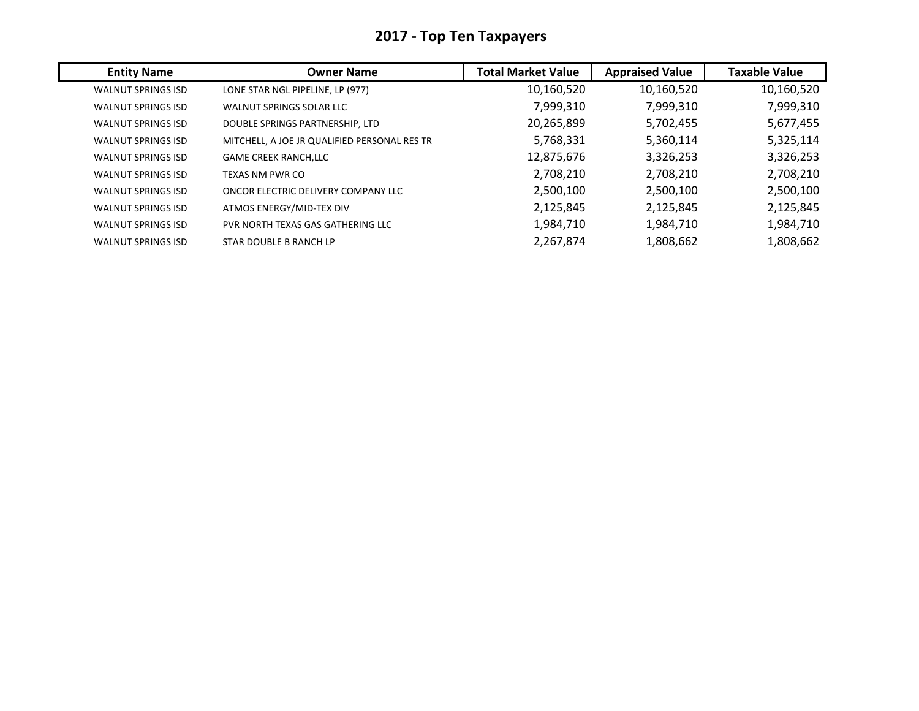# 2017 - Top Ten Taxpayers

| Entity Name | Owner Name | Total Market Value | Appraised Value | Taxable Value |
|---|---|---|---|---|
| WALNUT SPRINGS ISD | LONE STAR NGL PIPELINE, LP (977) | 10,160,520 | 10,160,520 | 10,160,520 |
| WALNUT SPRINGS ISD | WALNUT SPRINGS SOLAR LLC | 7,999,310 | 7,999,310 | 7,999,310 |
| WALNUT SPRINGS ISD | DOUBLE SPRINGS PARTNERSHIP, LTD | 20,265,899 | 5,702,455 | 5,677,455 |
| WALNUT SPRINGS ISD | MITCHELL, A JOE JR QUALIFIED PERSONAL RES TR | 5,768,331 | 5,360,114 | 5,325,114 |
| WALNUT SPRINGS ISD | GAME CREEK RANCH,LLC | 12,875,676 | 3,326,253 | 3,326,253 |
| WALNUT SPRINGS ISD | TEXAS NM PWR CO | 2,708,210 | 2,708,210 | 2,708,210 |
| WALNUT SPRINGS ISD | ONCOR ELECTRIC DELIVERY COMPANY LLC | 2,500,100 | 2,500,100 | 2,500,100 |
| WALNUT SPRINGS ISD | ATMOS ENERGY/MID-TEX DIV | 2,125,845 | 2,125,845 | 2,125,845 |
| WALNUT SPRINGS ISD | PVR NORTH TEXAS GAS GATHERING LLC | 1,984,710 | 1,984,710 | 1,984,710 |
| WALNUT SPRINGS ISD | STAR DOUBLE B RANCH LP | 2,267,874 | 1,808,662 | 1,808,662 |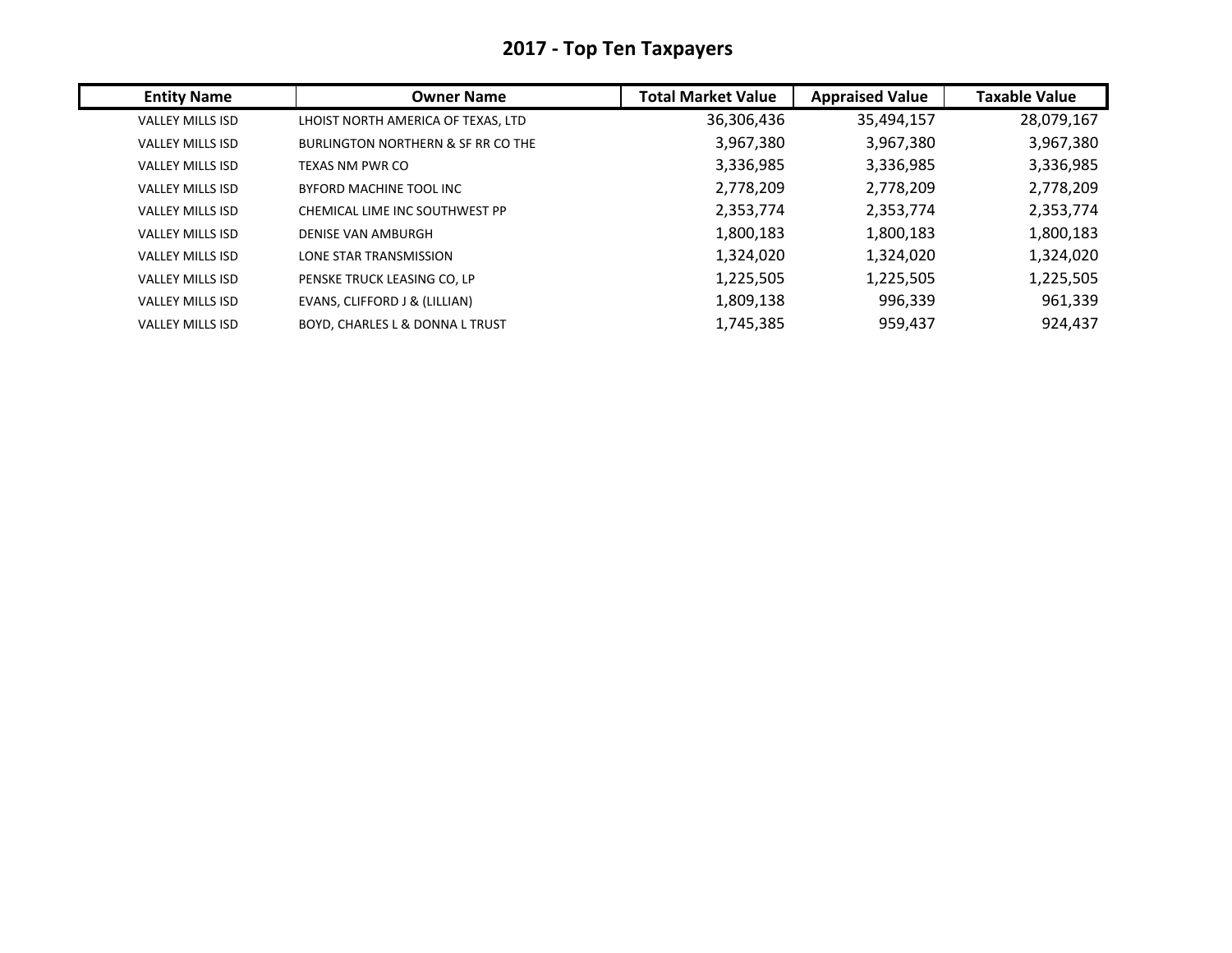# 2017 - Top Ten Taxpayers

| Entity Name | Owner Name | Total Market Value | Appraised Value | Taxable Value |
|---|---|---|---|---|
| VALLEY MILLS ISD | LHOIST NORTH AMERICA OF TEXAS, LTD | 36,306,436 | 35,494,157 | 28,079,167 |
| VALLEY MILLS ISD | BURLINGTON NORTHERN & SF RR CO THE | 3,967,380 | 3,967,380 | 3,967,380 |
| VALLEY MILLS ISD | TEXAS NM PWR CO | 3,336,985 | 3,336,985 | 3,336,985 |
| VALLEY MILLS ISD | BYFORD MACHINE TOOL INC | 2,778,209 | 2,778,209 | 2,778,209 |
| VALLEY MILLS ISD | CHEMICAL LIME INC SOUTHWEST PP | 2,353,774 | 2,353,774 | 2,353,774 |
| VALLEY MILLS ISD | DENISE VAN AMBURGH | 1,800,183 | 1,800,183 | 1,800,183 |
| VALLEY MILLS ISD | LONE STAR TRANSMISSION | 1,324,020 | 1,324,020 | 1,324,020 |
| VALLEY MILLS ISD | PENSKE TRUCK LEASING CO, LP | 1,225,505 | 1,225,505 | 1,225,505 |
| VALLEY MILLS ISD | EVANS, CLIFFORD J & (LILLIAN) | 1,809,138 | 996,339 | 961,339 |
| VALLEY MILLS ISD | BOYD, CHARLES L & DONNA L TRUST | 1,745,385 | 959,437 | 924,437 |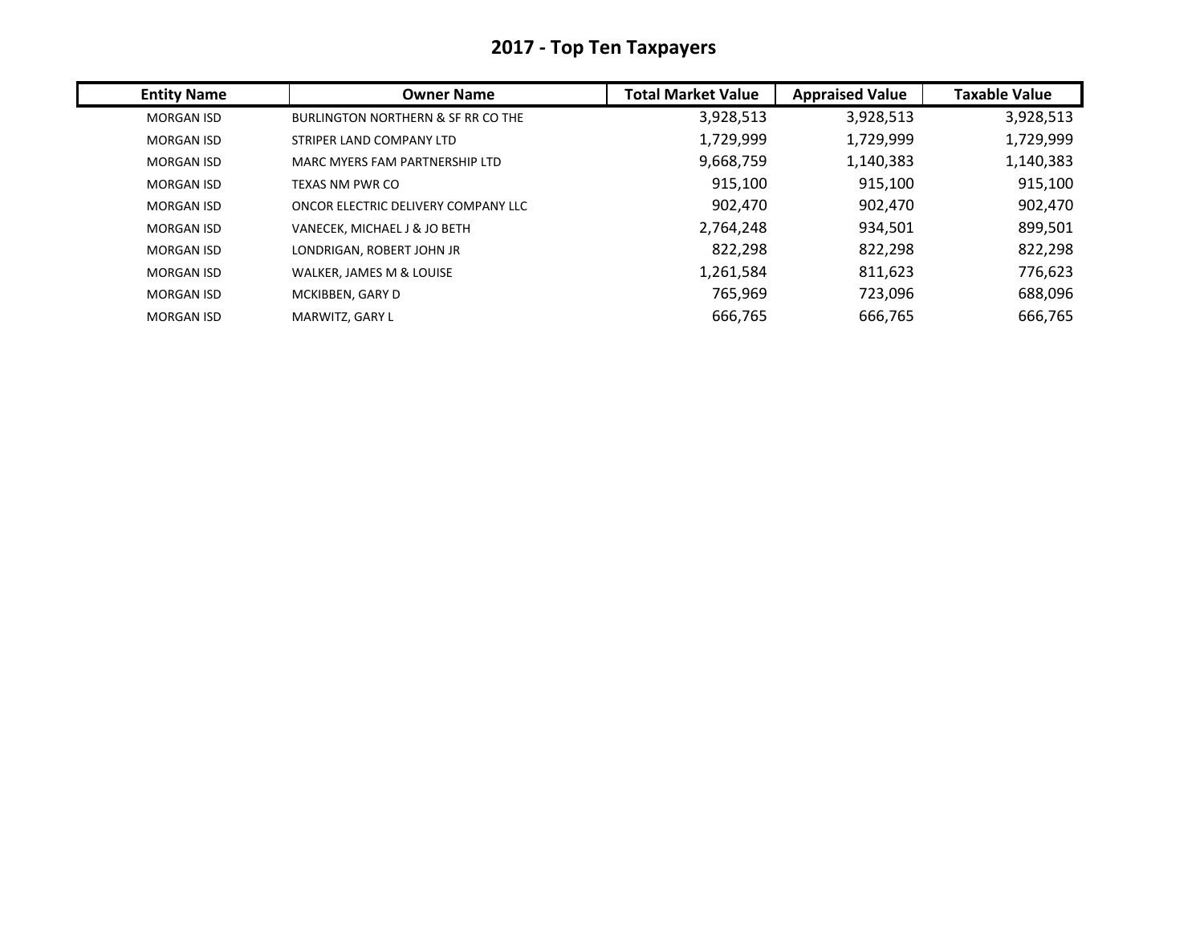# 2017 - Top Ten Taxpayers

| Entity Name | Owner Name | Total Market Value | Appraised Value | Taxable Value |
|---|---|---|---|---|
| MORGAN ISD | BURLINGTON NORTHERN & SF RR CO THE | 3,928,513 | 3,928,513 | 3,928,513 |
| MORGAN ISD | STRIPER LAND COMPANY LTD | 1,729,999 | 1,729,999 | 1,729,999 |
| MORGAN ISD | MARC MYERS FAM PARTNERSHIP LTD | 9,668,759 | 1,140,383 | 1,140,383 |
| MORGAN ISD | TEXAS NM PWR CO | 915,100 | 915,100 | 915,100 |
| MORGAN ISD | ONCOR ELECTRIC DELIVERY COMPANY LLC | 902,470 | 902,470 | 902,470 |
| MORGAN ISD | VANECEK, MICHAEL J & JO BETH | 2,764,248 | 934,501 | 899,501 |
| MORGAN ISD | LONDRIGAN, ROBERT JOHN JR | 822,298 | 822,298 | 822,298 |
| MORGAN ISD | WALKER, JAMES M & LOUISE | 1,261,584 | 811,623 | 776,623 |
| MORGAN ISD | MCKIBBEN, GARY D | 765,969 | 723,096 | 688,096 |
| MORGAN ISD | MARWITZ, GARY L | 666,765 | 666,765 | 666,765 |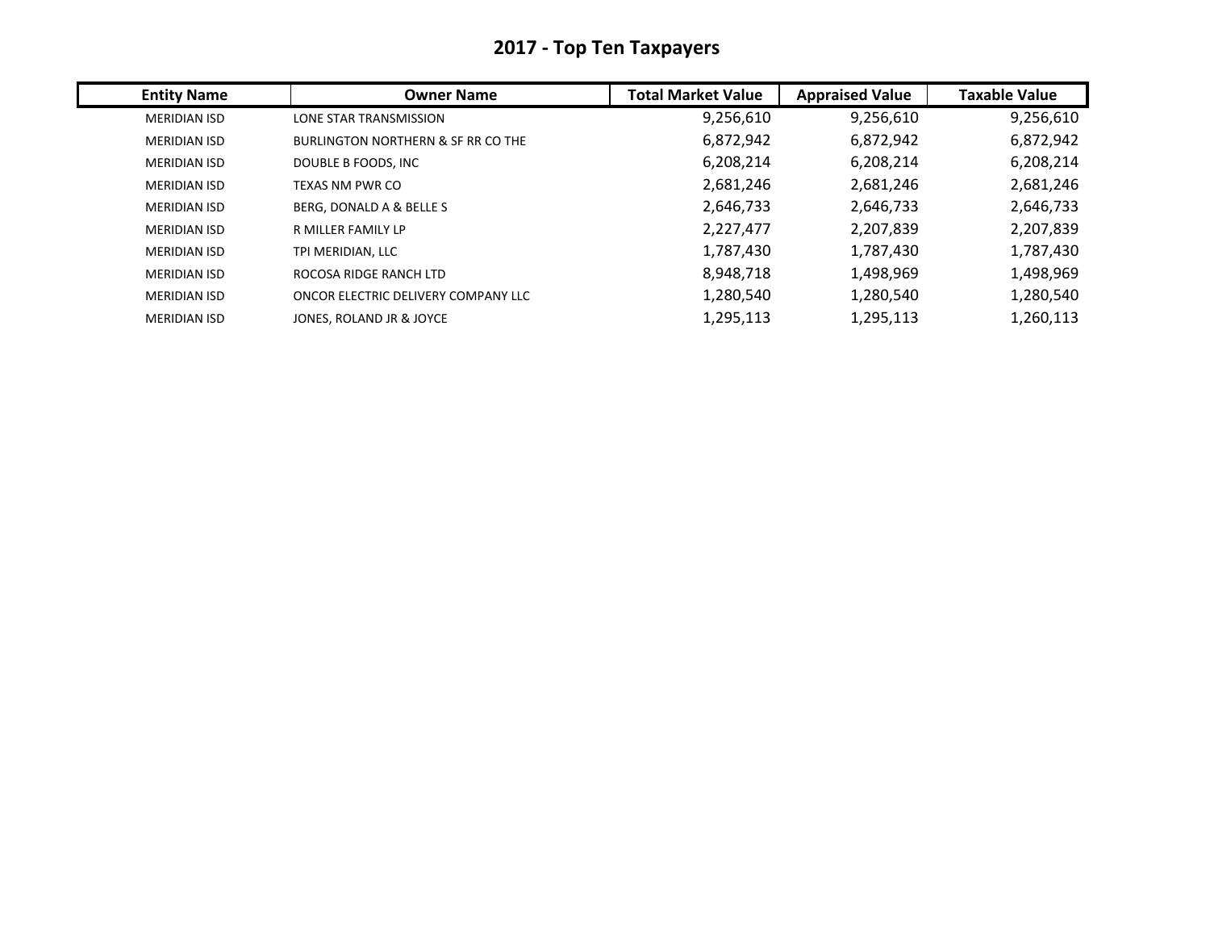# 2017 - Top Ten Taxpayers

| Entity Name | Owner Name | Total Market Value | Appraised Value | Taxable Value |
|---|---|---|---|---|
| MERIDIAN ISD | LONE STAR TRANSMISSION | 9,256,610 | 9,256,610 | 9,256,610 |
| MERIDIAN ISD | BURLINGTON NORTHERN & SF RR CO THE | 6,872,942 | 6,872,942 | 6,872,942 |
| MERIDIAN ISD | DOUBLE B FOODS, INC | 6,208,214 | 6,208,214 | 6,208,214 |
| MERIDIAN ISD | TEXAS NM PWR CO | 2,681,246 | 2,681,246 | 2,681,246 |
| MERIDIAN ISD | BERG, DONALD A & BELLE S | 2,646,733 | 2,646,733 | 2,646,733 |
| MERIDIAN ISD | R MILLER FAMILY LP | 2,227,477 | 2,207,839 | 2,207,839 |
| MERIDIAN ISD | TPI MERIDIAN, LLC | 1,787,430 | 1,787,430 | 1,787,430 |
| MERIDIAN ISD | ROCOSA RIDGE RANCH LTD | 8,948,718 | 1,498,969 | 1,498,969 |
| MERIDIAN ISD | ONCOR ELECTRIC DELIVERY COMPANY LLC | 1,280,540 | 1,280,540 | 1,280,540 |
| MERIDIAN ISD | JONES, ROLAND JR & JOYCE | 1,295,113 | 1,295,113 | 1,260,113 |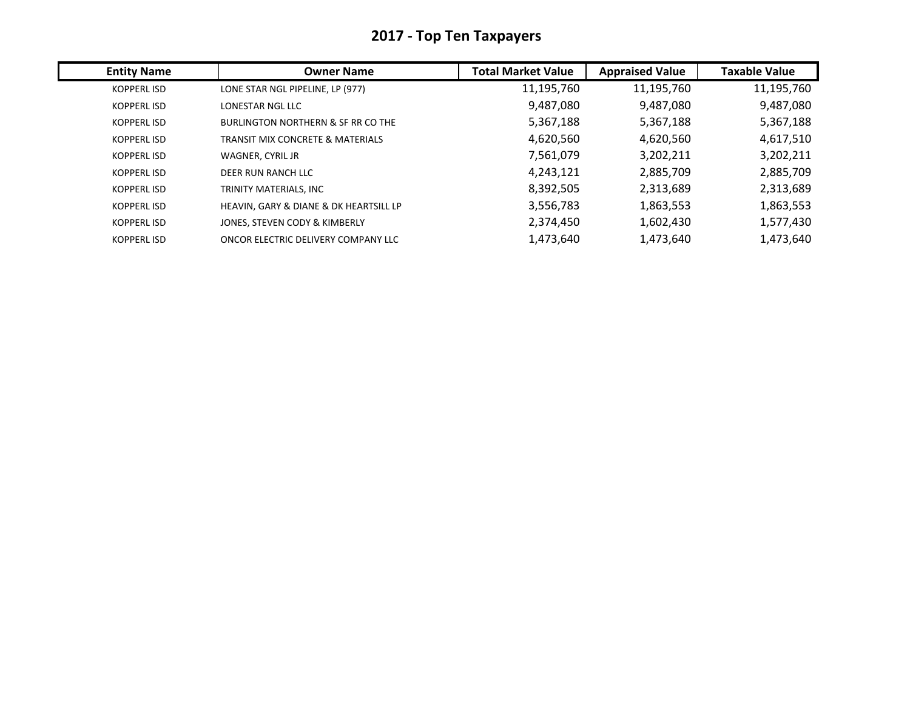# 2017 - Top Ten Taxpayers

| Entity Name | Owner Name | Total Market Value | Appraised Value | Taxable Value |
|---|---|---|---|---|
| KOPPERL ISD | LONE STAR NGL PIPELINE, LP (977) | 11,195,760 | 11,195,760 | 11,195,760 |
| KOPPERL ISD | LONESTAR NGL LLC | 9,487,080 | 9,487,080 | 9,487,080 |
| KOPPERL ISD | BURLINGTON NORTHERN & SF RR CO THE | 5,367,188 | 5,367,188 | 5,367,188 |
| KOPPERL ISD | TRANSIT MIX CONCRETE & MATERIALS | 4,620,560 | 4,620,560 | 4,617,510 |
| KOPPERL ISD | WAGNER, CYRIL JR | 7,561,079 | 3,202,211 | 3,202,211 |
| KOPPERL ISD | DEER RUN RANCH LLC | 4,243,121 | 2,885,709 | 2,885,709 |
| KOPPERL ISD | TRINITY MATERIALS, INC | 8,392,505 | 2,313,689 | 2,313,689 |
| KOPPERL ISD | HEAVIN, GARY & DIANE & DK HEARTSILL LP | 3,556,783 | 1,863,553 | 1,863,553 |
| KOPPERL ISD | JONES, STEVEN CODY & KIMBERLY | 2,374,450 | 1,602,430 | 1,577,430 |
| KOPPERL ISD | ONCOR ELECTRIC DELIVERY COMPANY LLC | 1,473,640 | 1,473,640 | 1,473,640 |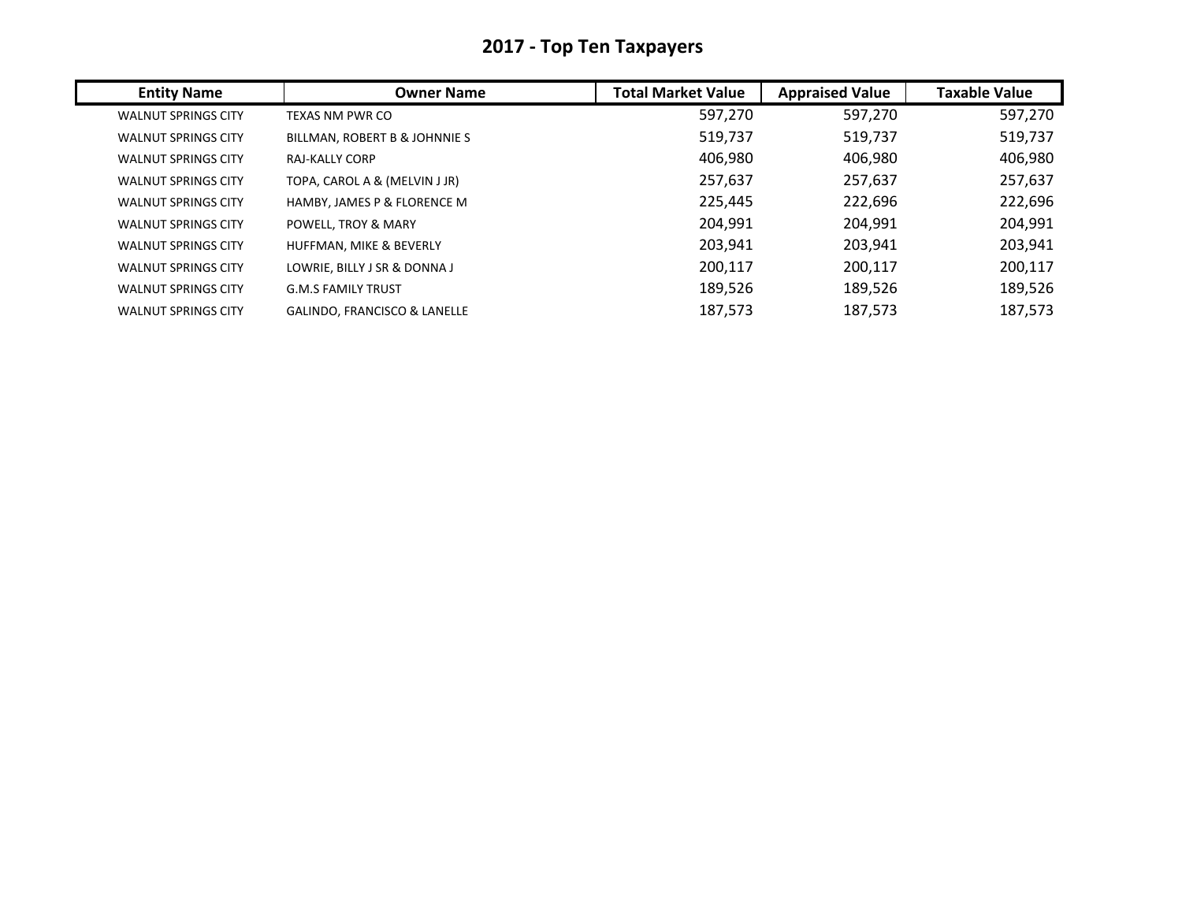# 2017 - Top Ten Taxpayers

| Entity Name | Owner Name | Total Market Value | Appraised Value | Taxable Value |
|---|---|---|---|---|
| WALNUT SPRINGS CITY | TEXAS NM PWR CO | 597,270 | 597,270 | 597,270 |
| WALNUT SPRINGS CITY | BILLMAN, ROBERT B & JOHNNIE S | 519,737 | 519,737 | 519,737 |
| WALNUT SPRINGS CITY | RAJ-KALLY CORP | 406,980 | 406,980 | 406,980 |
| WALNUT SPRINGS CITY | TOPA, CAROL A & (MELVIN J JR) | 257,637 | 257,637 | 257,637 |
| WALNUT SPRINGS CITY | HAMBY, JAMES P & FLORENCE M | 225,445 | 222,696 | 222,696 |
| WALNUT SPRINGS CITY | POWELL, TROY & MARY | 204,991 | 204,991 | 204,991 |
| WALNUT SPRINGS CITY | HUFFMAN, MIKE & BEVERLY | 203,941 | 203,941 | 203,941 |
| WALNUT SPRINGS CITY | LOWRIE, BILLY J SR & DONNA J | 200,117 | 200,117 | 200,117 |
| WALNUT SPRINGS CITY | G.M.S FAMILY TRUST | 189,526 | 189,526 | 189,526 |
| WALNUT SPRINGS CITY | GALINDO, FRANCISCO & LANELLE | 187,573 | 187,573 | 187,573 |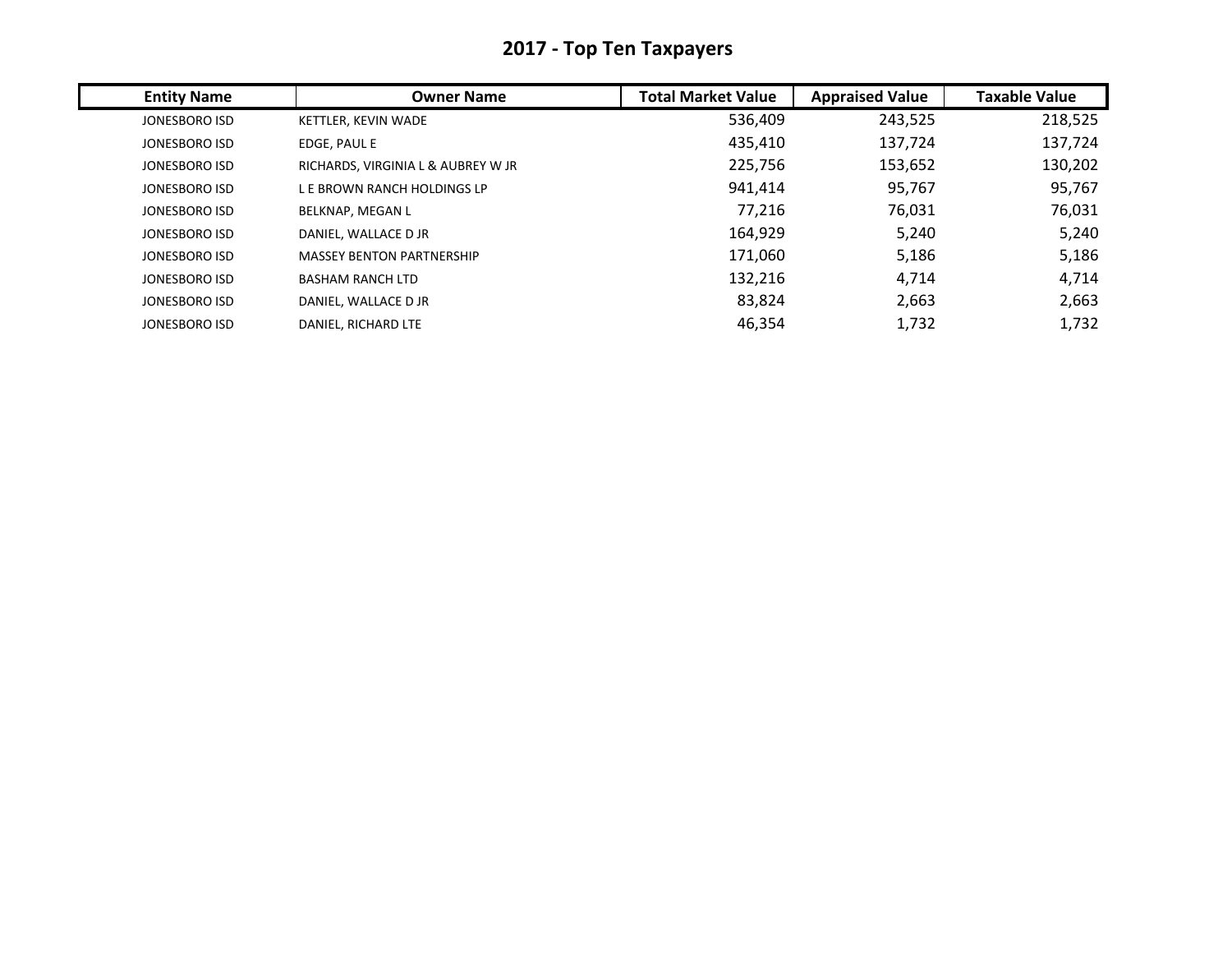## 2017 - Top Ten Taxpayers

| Entity Name | Owner Name | Total Market Value | Appraised Value | Taxable Value |
| --- | --- | --- | --- | --- |
| JONESBORO ISD | KETTLER, KEVIN WADE | 536,409 | 243,525 | 218,525 |
| JONESBORO ISD | EDGE, PAUL E | 435,410 | 137,724 | 137,724 |
| JONESBORO ISD | RICHARDS, VIRGINIA L & AUBREY W JR | 225,756 | 153,652 | 130,202 |
| JONESBORO ISD | L E BROWN RANCH HOLDINGS LP | 941,414 | 95,767 | 95,767 |
| JONESBORO ISD | BELKNAP, MEGAN L | 77,216 | 76,031 | 76,031 |
| JONESBORO ISD | DANIEL, WALLACE D JR | 164,929 | 5,240 | 5,240 |
| JONESBORO ISD | MASSEY BENTON PARTNERSHIP | 171,060 | 5,186 | 5,186 |
| JONESBORO ISD | BASHAM RANCH LTD | 132,216 | 4,714 | 4,714 |
| JONESBORO ISD | DANIEL, WALLACE D JR | 83,824 | 2,663 | 2,663 |
| JONESBORO ISD | DANIEL, RICHARD LTE | 46,354 | 1,732 | 1,732 |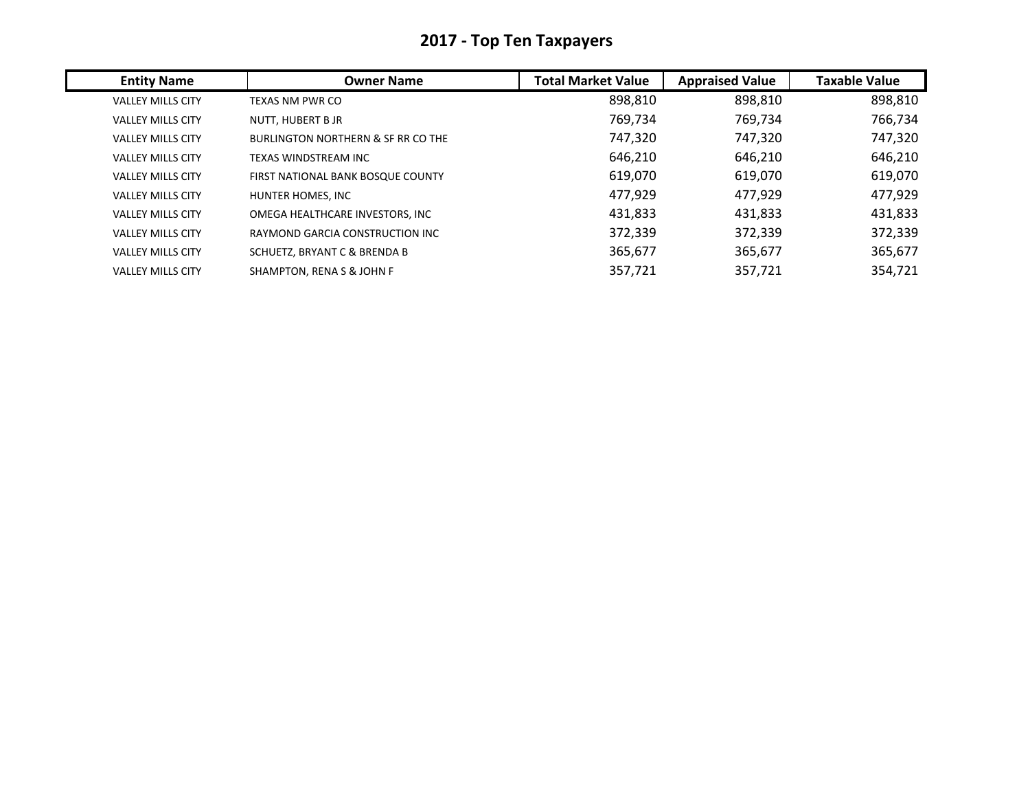# 2017 - Top Ten Taxpayers

| Entity Name | Owner Name | Total Market Value | Appraised Value | Taxable Value |
|---|---|---|---|---|
| VALLEY MILLS CITY | TEXAS NM PWR CO | 898,810 | 898,810 | 898,810 |
| VALLEY MILLS CITY | NUTT, HUBERT B JR | 769,734 | 769,734 | 766,734 |
| VALLEY MILLS CITY | BURLINGTON NORTHERN & SF RR CO THE | 747,320 | 747,320 | 747,320 |
| VALLEY MILLS CITY | TEXAS WINDSTREAM INC | 646,210 | 646,210 | 646,210 |
| VALLEY MILLS CITY | FIRST NATIONAL BANK BOSQUE COUNTY | 619,070 | 619,070 | 619,070 |
| VALLEY MILLS CITY | HUNTER HOMES, INC | 477,929 | 477,929 | 477,929 |
| VALLEY MILLS CITY | OMEGA HEALTHCARE INVESTORS, INC | 431,833 | 431,833 | 431,833 |
| VALLEY MILLS CITY | RAYMOND GARCIA CONSTRUCTION INC | 372,339 | 372,339 | 372,339 |
| VALLEY MILLS CITY | SCHUETZ, BRYANT C & BRENDA B | 365,677 | 365,677 | 365,677 |
| VALLEY MILLS CITY | SHAMPTON, RENA S & JOHN F | 357,721 | 357,721 | 354,721 |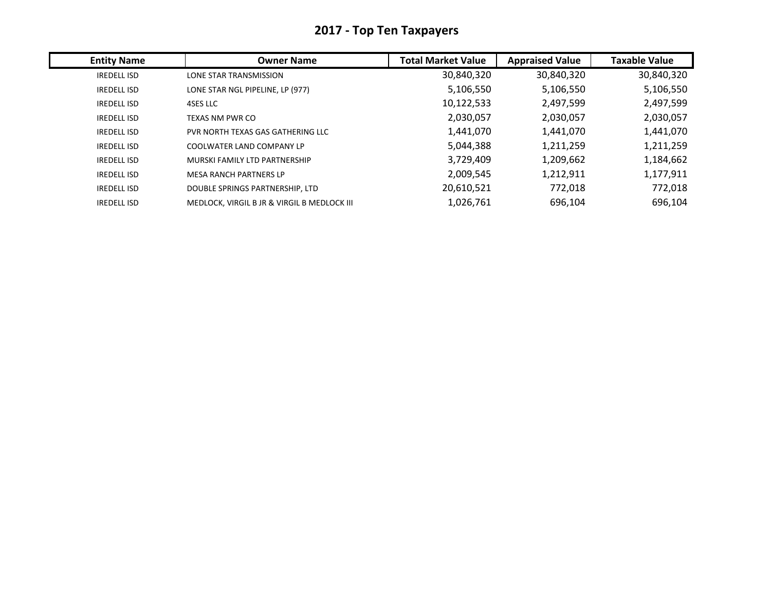# 2017 - Top Ten Taxpayers

| Entity Name | Owner Name | Total Market Value | Appraised Value | Taxable Value |
|---|---|---|---|---|
| IREDELL ISD | LONE STAR TRANSMISSION | 30,840,320 | 30,840,320 | 30,840,320 |
| IREDELL ISD | LONE STAR NGL PIPELINE, LP (977) | 5,106,550 | 5,106,550 | 5,106,550 |
| IREDELL ISD | 4SES LLC | 10,122,533 | 2,497,599 | 2,497,599 |
| IREDELL ISD | TEXAS NM PWR CO | 2,030,057 | 2,030,057 | 2,030,057 |
| IREDELL ISD | PVR NORTH TEXAS GAS GATHERING LLC | 1,441,070 | 1,441,070 | 1,441,070 |
| IREDELL ISD | COOLWATER LAND COMPANY LP | 5,044,388 | 1,211,259 | 1,211,259 |
| IREDELL ISD | MURSKI FAMILY LTD PARTNERSHIP | 3,729,409 | 1,209,662 | 1,184,662 |
| IREDELL ISD | MESA RANCH PARTNERS LP | 2,009,545 | 1,212,911 | 1,177,911 |
| IREDELL ISD | DOUBLE SPRINGS PARTNERSHIP, LTD | 20,610,521 | 772,018 | 772,018 |
| IREDELL ISD | MEDLOCK, VIRGIL B JR & VIRGIL B MEDLOCK III | 1,026,761 | 696,104 | 696,104 |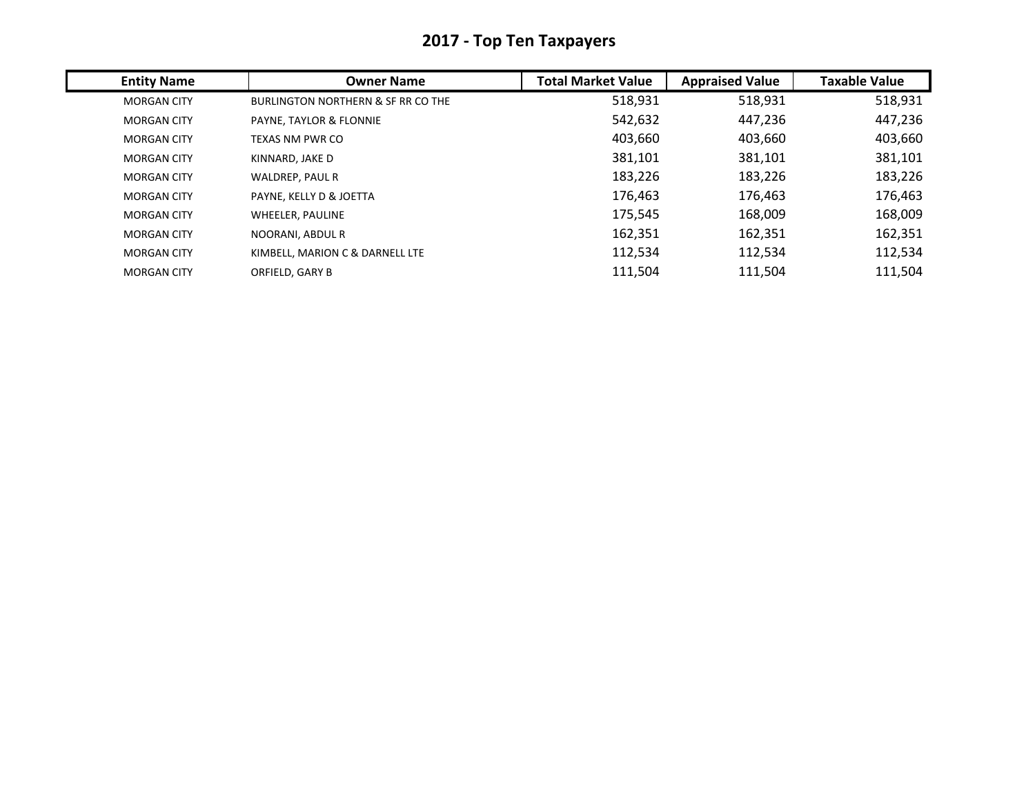# 2017 - Top Ten Taxpayers

| Entity Name | Owner Name | Total Market Value | Appraised Value | Taxable Value |
|---|---|---|---|---|
| MORGAN CITY | BURLINGTON NORTHERN & SF RR CO THE | 518,931 | 518,931 | 518,931 |
| MORGAN CITY | PAYNE, TAYLOR & FLONNIE | 542,632 | 447,236 | 447,236 |
| MORGAN CITY | TEXAS NM PWR CO | 403,660 | 403,660 | 403,660 |
| MORGAN CITY | KINNARD, JAKE D | 381,101 | 381,101 | 381,101 |
| MORGAN CITY | WALDREP, PAUL R | 183,226 | 183,226 | 183,226 |
| MORGAN CITY | PAYNE, KELLY D & JOETTA | 176,463 | 176,463 | 176,463 |
| MORGAN CITY | WHEELER, PAULINE | 175,545 | 168,009 | 168,009 |
| MORGAN CITY | NOORANI, ABDUL R | 162,351 | 162,351 | 162,351 |
| MORGAN CITY | KIMBELL, MARION C & DARNELL LTE | 112,534 | 112,534 | 112,534 |
| MORGAN CITY | ORFIELD, GARY B | 111,504 | 111,504 | 111,504 |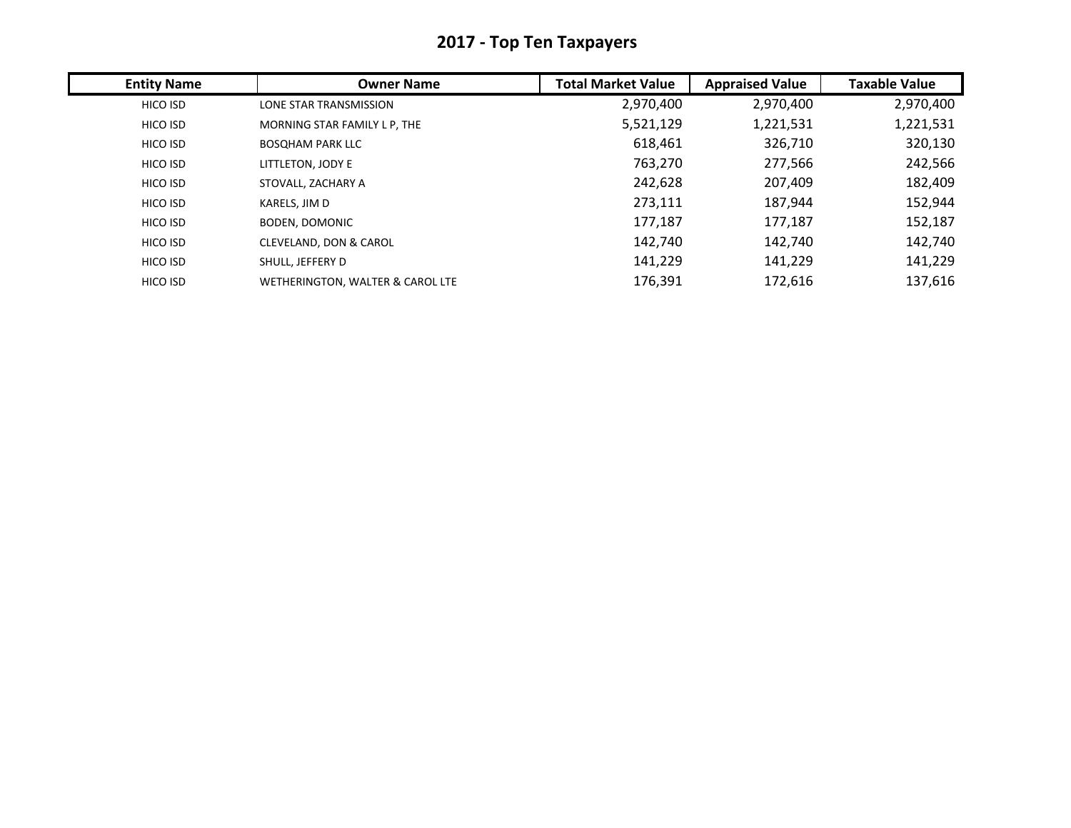# 2017 - Top Ten Taxpayers

| Entity Name | Owner Name | Total Market Value | Appraised Value | Taxable Value |
|---|---|---|---|---|
| HICO ISD | LONE STAR TRANSMISSION | 2,970,400 | 2,970,400 | 2,970,400 |
| HICO ISD | MORNING STAR FAMILY L P, THE | 5,521,129 | 1,221,531 | 1,221,531 |
| HICO ISD | BOSQHAM PARK LLC | 618,461 | 326,710 | 320,130 |
| HICO ISD | LITTLETON, JODY E | 763,270 | 277,566 | 242,566 |
| HICO ISD | STOVALL, ZACHARY A | 242,628 | 207,409 | 182,409 |
| HICO ISD | KARELS, JIM D | 273,111 | 187,944 | 152,944 |
| HICO ISD | BODEN, DOMONIC | 177,187 | 177,187 | 152,187 |
| HICO ISD | CLEVELAND, DON & CAROL | 142,740 | 142,740 | 142,740 |
| HICO ISD | SHULL, JEFFERY D | 141,229 | 141,229 | 141,229 |
| HICO ISD | WETHERINGTON, WALTER & CAROL LTE | 176,391 | 172,616 | 137,616 |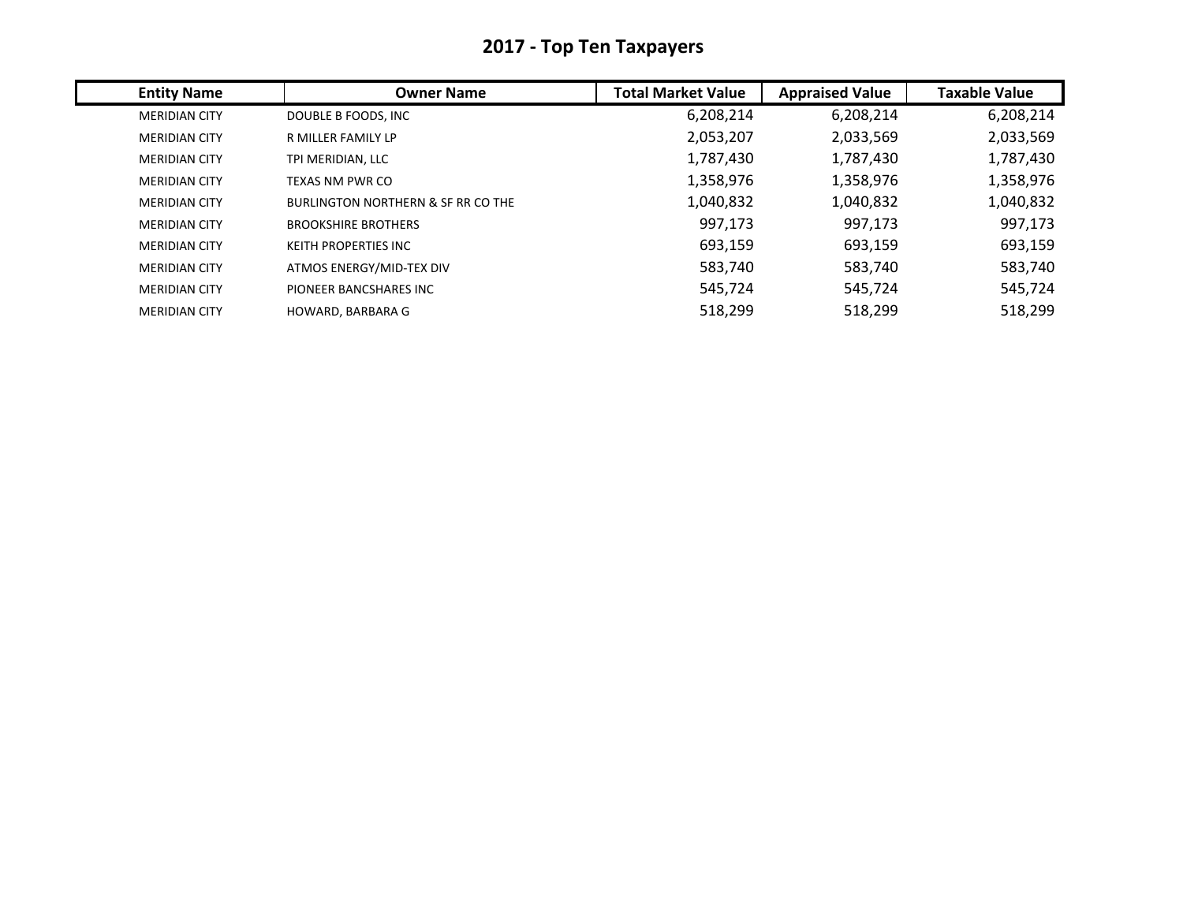# 2017 - Top Ten Taxpayers

| Entity Name | Owner Name | Total Market Value | Appraised Value | Taxable Value |
|---|---|---|---|---|
| MERIDIAN CITY | DOUBLE B FOODS, INC | 6,208,214 | 6,208,214 | 6,208,214 |
| MERIDIAN CITY | R MILLER FAMILY LP | 2,053,207 | 2,033,569 | 2,033,569 |
| MERIDIAN CITY | TPI MERIDIAN, LLC | 1,787,430 | 1,787,430 | 1,787,430 |
| MERIDIAN CITY | TEXAS NM PWR CO | 1,358,976 | 1,358,976 | 1,358,976 |
| MERIDIAN CITY | BURLINGTON NORTHERN & SF RR CO THE | 1,040,832 | 1,040,832 | 1,040,832 |
| MERIDIAN CITY | BROOKSHIRE BROTHERS | 997,173 | 997,173 | 997,173 |
| MERIDIAN CITY | KEITH PROPERTIES INC | 693,159 | 693,159 | 693,159 |
| MERIDIAN CITY | ATMOS ENERGY/MID-TEX DIV | 583,740 | 583,740 | 583,740 |
| MERIDIAN CITY | PIONEER BANCSHARES INC | 545,724 | 545,724 | 545,724 |
| MERIDIAN CITY | HOWARD, BARBARA G | 518,299 | 518,299 | 518,299 |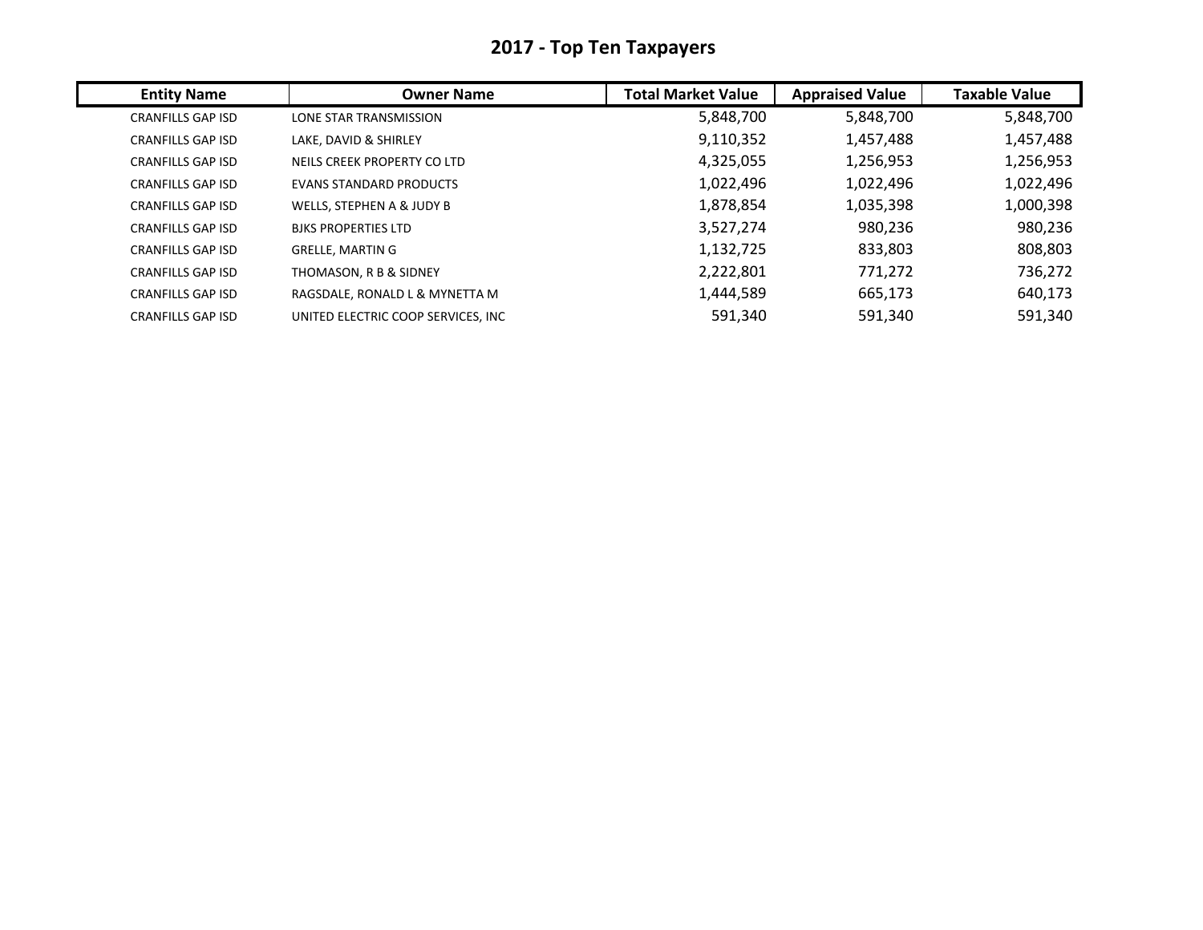# 2017 - Top Ten Taxpayers

| Entity Name | Owner Name | Total Market Value | Appraised Value | Taxable Value |
|---|---|---|---|---|
| CRANFILLS GAP ISD | LONE STAR TRANSMISSION | 5,848,700 | 5,848,700 | 5,848,700 |
| CRANFILLS GAP ISD | LAKE, DAVID & SHIRLEY | 9,110,352 | 1,457,488 | 1,457,488 |
| CRANFILLS GAP ISD | NEILS CREEK PROPERTY CO LTD | 4,325,055 | 1,256,953 | 1,256,953 |
| CRANFILLS GAP ISD | EVANS STANDARD PRODUCTS | 1,022,496 | 1,022,496 | 1,022,496 |
| CRANFILLS GAP ISD | WELLS, STEPHEN A & JUDY B | 1,878,854 | 1,035,398 | 1,000,398 |
| CRANFILLS GAP ISD | BJKS PROPERTIES LTD | 3,527,274 | 980,236 | 980,236 |
| CRANFILLS GAP ISD | GRELLE, MARTIN G | 1,132,725 | 833,803 | 808,803 |
| CRANFILLS GAP ISD | THOMASON, R B & SIDNEY | 2,222,801 | 771,272 | 736,272 |
| CRANFILLS GAP ISD | RAGSDALE, RONALD L & MYNETTA M | 1,444,589 | 665,173 | 640,173 |
| CRANFILLS GAP ISD | UNITED ELECTRIC COOP SERVICES, INC | 591,340 | 591,340 | 591,340 |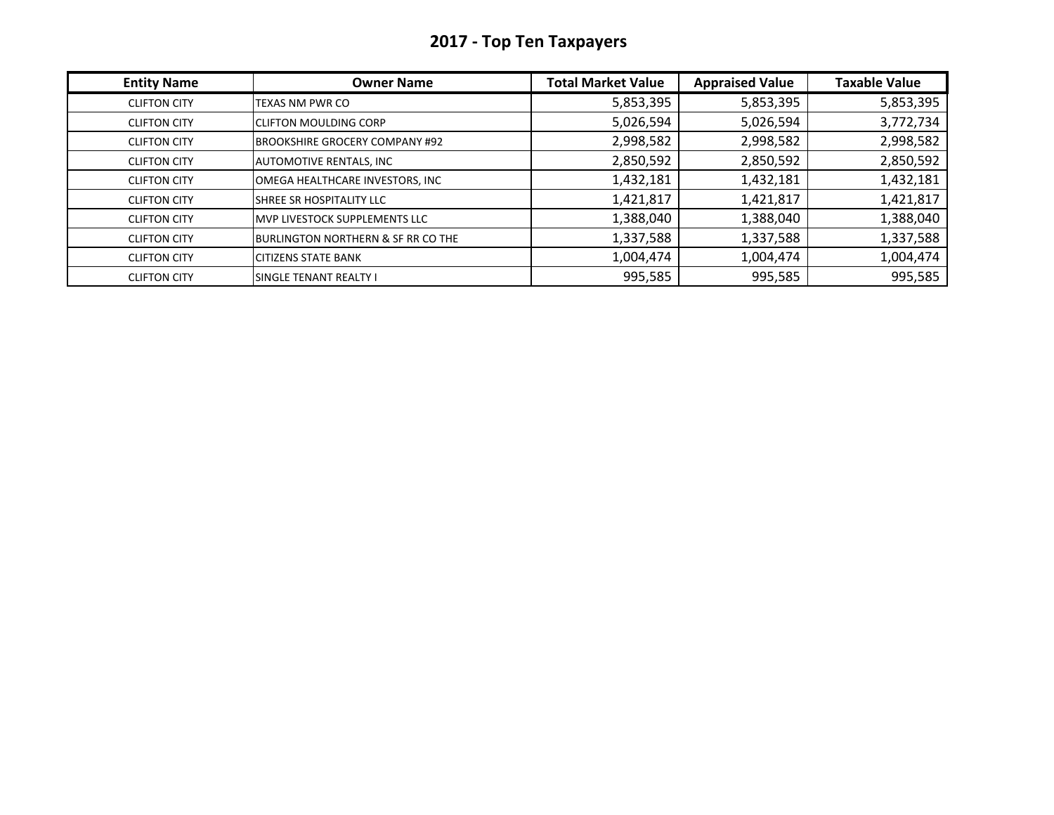# 2017 - Top Ten Taxpayers

| Entity Name | Owner Name | Total Market Value | Appraised Value | Taxable Value |
|---|---|---|---|---|
| CLIFTON CITY | TEXAS NM PWR CO | 5,853,395 | 5,853,395 | 5,853,395 |
| CLIFTON CITY | CLIFTON MOULDING CORP | 5,026,594 | 5,026,594 | 3,772,734 |
| CLIFTON CITY | BROOKSHIRE GROCERY COMPANY #92 | 2,998,582 | 2,998,582 | 2,998,582 |
| CLIFTON CITY | AUTOMOTIVE RENTALS, INC | 2,850,592 | 2,850,592 | 2,850,592 |
| CLIFTON CITY | OMEGA HEALTHCARE INVESTORS, INC | 1,432,181 | 1,432,181 | 1,432,181 |
| CLIFTON CITY | SHREE SR HOSPITALITY LLC | 1,421,817 | 1,421,817 | 1,421,817 |
| CLIFTON CITY | MVP LIVESTOCK SUPPLEMENTS LLC | 1,388,040 | 1,388,040 | 1,388,040 |
| CLIFTON CITY | BURLINGTON NORTHERN & SF RR CO THE | 1,337,588 | 1,337,588 | 1,337,588 |
| CLIFTON CITY | CITIZENS STATE BANK | 1,004,474 | 1,004,474 | 1,004,474 |
| CLIFTON CITY | SINGLE TENANT REALTY I | 995,585 | 995,585 | 995,585 |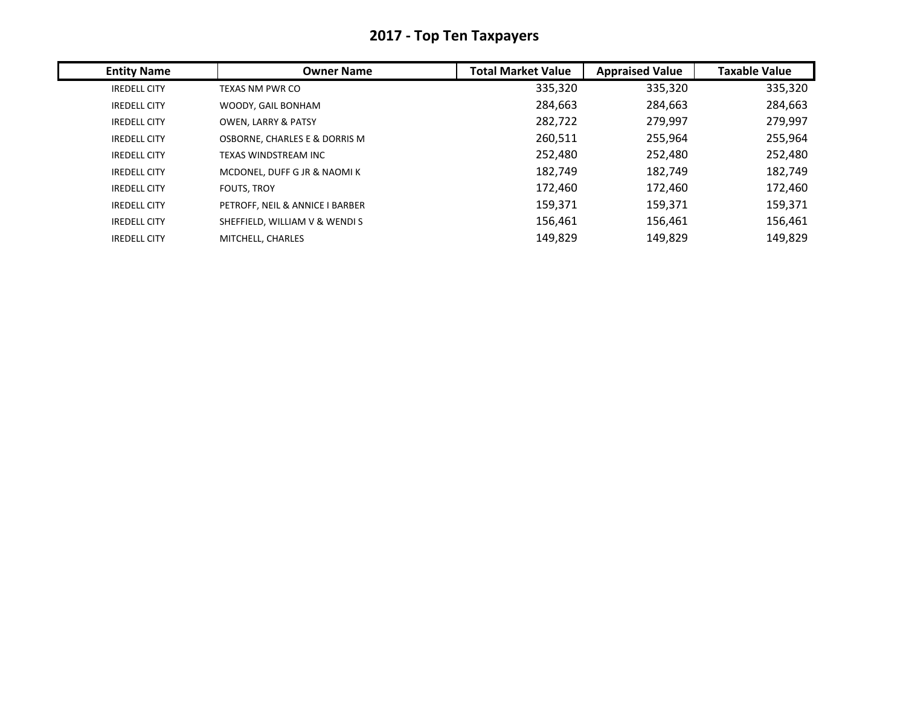# 2017 - Top Ten Taxpayers

| Entity Name | Owner Name | Total Market Value | Appraised Value | Taxable Value |
|---|---|---|---|---|
| IREDELL CITY | TEXAS NM PWR CO | 335,320 | 335,320 | 335,320 |
| IREDELL CITY | WOODY, GAIL BONHAM | 284,663 | 284,663 | 284,663 |
| IREDELL CITY | OWEN, LARRY & PATSY | 282,722 | 279,997 | 279,997 |
| IREDELL CITY | OSBORNE, CHARLES E & DORRIS M | 260,511 | 255,964 | 255,964 |
| IREDELL CITY | TEXAS WINDSTREAM INC | 252,480 | 252,480 | 252,480 |
| IREDELL CITY | MCDONEL, DUFF G JR & NAOMI K | 182,749 | 182,749 | 182,749 |
| IREDELL CITY | FOUTS, TROY | 172,460 | 172,460 | 172,460 |
| IREDELL CITY | PETROFF, NEIL & ANNICE I BARBER | 159,371 | 159,371 | 159,371 |
| IREDELL CITY | SHEFFIELD, WILLIAM V & WENDI S | 156,461 | 156,461 | 156,461 |
| IREDELL CITY | MITCHELL, CHARLES | 149,829 | 149,829 | 149,829 |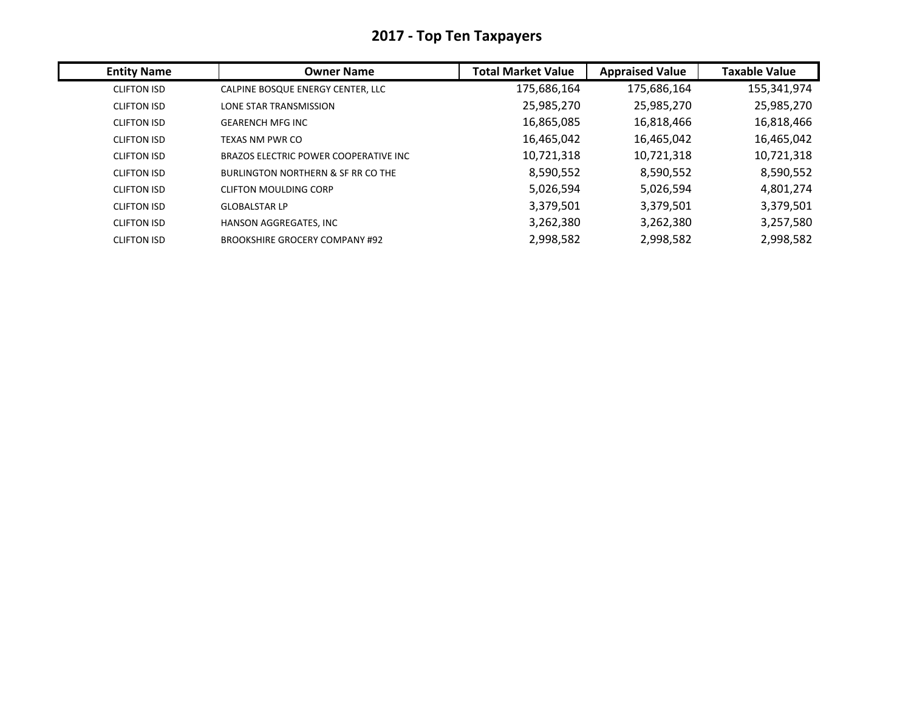# 2017 - Top Ten Taxpayers

| Entity Name | Owner Name | Total Market Value | Appraised Value | Taxable Value |
|---|---|---|---|---|
| CLIFTON ISD | CALPINE BOSQUE ENERGY CENTER, LLC | 175,686,164 | 175,686,164 | 155,341,974 |
| CLIFTON ISD | LONE STAR TRANSMISSION | 25,985,270 | 25,985,270 | 25,985,270 |
| CLIFTON ISD | GEARENCH MFG INC | 16,865,085 | 16,818,466 | 16,818,466 |
| CLIFTON ISD | TEXAS NM PWR CO | 16,465,042 | 16,465,042 | 16,465,042 |
| CLIFTON ISD | BRAZOS ELECTRIC POWER COOPERATIVE INC | 10,721,318 | 10,721,318 | 10,721,318 |
| CLIFTON ISD | BURLINGTON NORTHERN & SF RR CO THE | 8,590,552 | 8,590,552 | 8,590,552 |
| CLIFTON ISD | CLIFTON MOULDING CORP | 5,026,594 | 5,026,594 | 4,801,274 |
| CLIFTON ISD | GLOBALSTAR LP | 3,379,501 | 3,379,501 | 3,379,501 |
| CLIFTON ISD | HANSON AGGREGATES, INC | 3,262,380 | 3,262,380 | 3,257,580 |
| CLIFTON ISD | BROOKSHIRE GROCERY COMPANY #92 | 2,998,582 | 2,998,582 | 2,998,582 |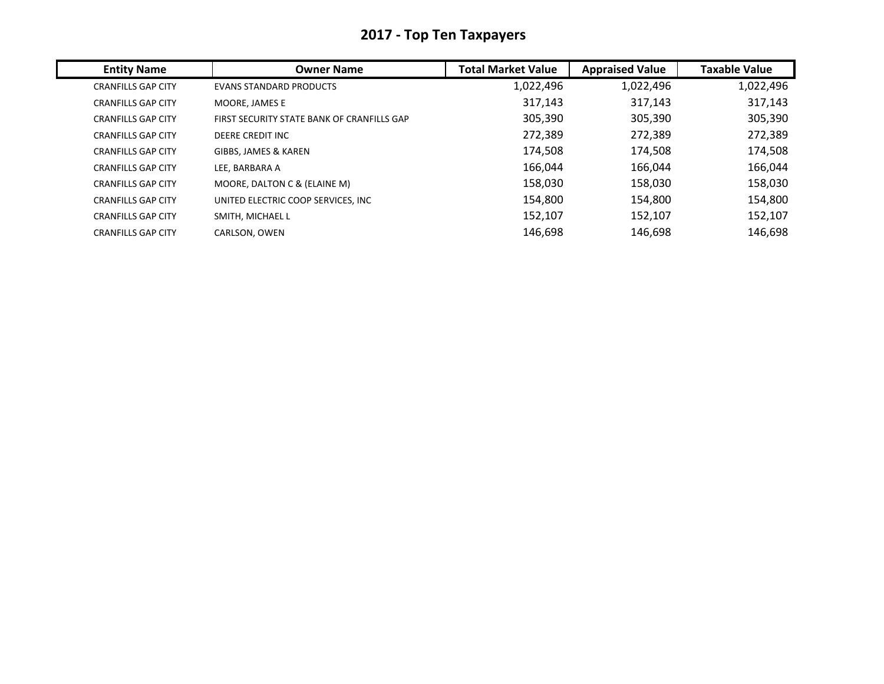# 2017 - Top Ten Taxpayers

| Entity Name | Owner Name | Total Market Value | Appraised Value | Taxable Value |
|---|---|---|---|---|
| CRANFILLS GAP CITY | EVANS STANDARD PRODUCTS | 1,022,496 | 1,022,496 | 1,022,496 |
| CRANFILLS GAP CITY | MOORE, JAMES E | 317,143 | 317,143 | 317,143 |
| CRANFILLS GAP CITY | FIRST SECURITY STATE BANK OF CRANFILLS GAP | 305,390 | 305,390 | 305,390 |
| CRANFILLS GAP CITY | DEERE CREDIT INC | 272,389 | 272,389 | 272,389 |
| CRANFILLS GAP CITY | GIBBS, JAMES & KAREN | 174,508 | 174,508 | 174,508 |
| CRANFILLS GAP CITY | LEE, BARBARA A | 166,044 | 166,044 | 166,044 |
| CRANFILLS GAP CITY | MOORE, DALTON C & (ELAINE M) | 158,030 | 158,030 | 158,030 |
| CRANFILLS GAP CITY | UNITED ELECTRIC COOP SERVICES, INC | 154,800 | 154,800 | 154,800 |
| CRANFILLS GAP CITY | SMITH, MICHAEL L | 152,107 | 152,107 | 152,107 |
| CRANFILLS GAP CITY | CARLSON, OWEN | 146,698 | 146,698 | 146,698 |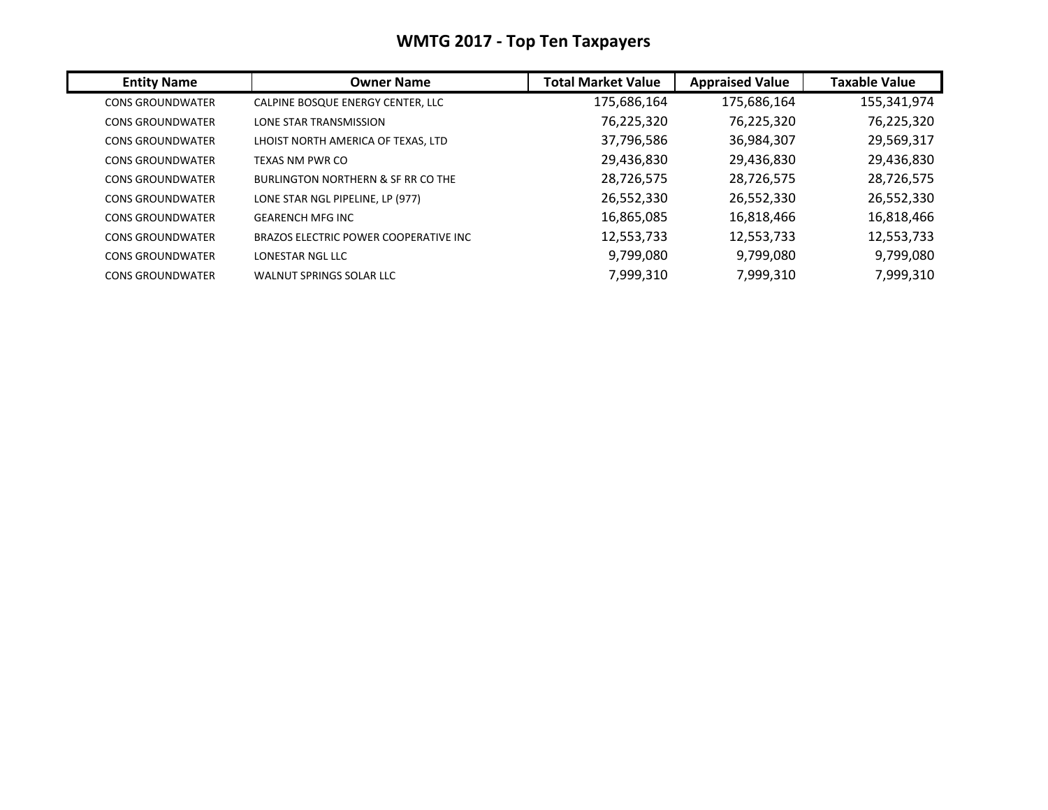# WMTG 2017 - Top Ten Taxpayers

| Entity Name | Owner Name | Total Market Value | Appraised Value | Taxable Value |
|---|---|---|---|---|
| CONS GROUNDWATER | CALPINE BOSQUE ENERGY CENTER, LLC | 175,686,164 | 175,686,164 | 155,341,974 |
| CONS GROUNDWATER | LONE STAR TRANSMISSION | 76,225,320 | 76,225,320 | 76,225,320 |
| CONS GROUNDWATER | LHOIST NORTH AMERICA OF TEXAS, LTD | 37,796,586 | 36,984,307 | 29,569,317 |
| CONS GROUNDWATER | TEXAS NM PWR CO | 29,436,830 | 29,436,830 | 29,436,830 |
| CONS GROUNDWATER | BURLINGTON NORTHERN & SF RR CO THE | 28,726,575 | 28,726,575 | 28,726,575 |
| CONS GROUNDWATER | LONE STAR NGL PIPELINE, LP (977) | 26,552,330 | 26,552,330 | 26,552,330 |
| CONS GROUNDWATER | GEARENCH MFG INC | 16,865,085 | 16,818,466 | 16,818,466 |
| CONS GROUNDWATER | BRAZOS ELECTRIC POWER COOPERATIVE INC | 12,553,733 | 12,553,733 | 12,553,733 |
| CONS GROUNDWATER | LONESTAR NGL LLC | 9,799,080 | 9,799,080 | 9,799,080 |
| CONS GROUNDWATER | WALNUT SPRINGS SOLAR LLC | 7,999,310 | 7,999,310 | 7,999,310 |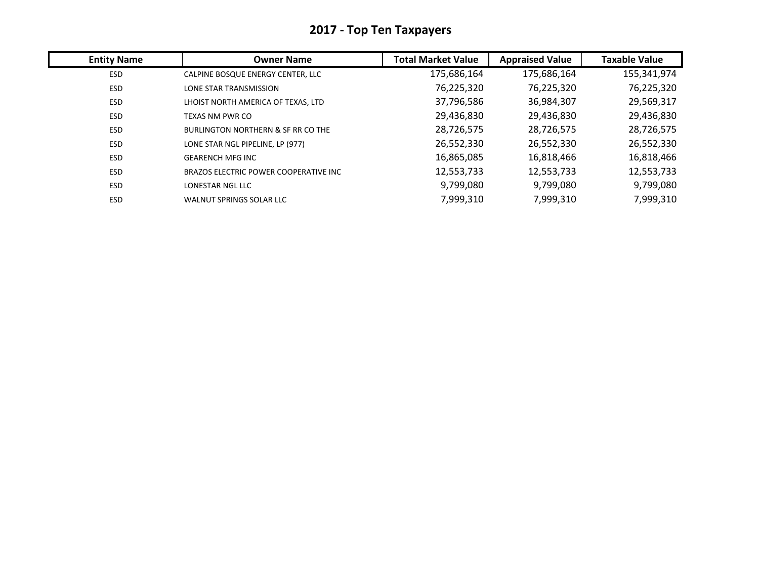# 2017 - Top Ten Taxpayers

| Entity Name | Owner Name | Total Market Value | Appraised Value | Taxable Value |
|---|---|---|---|---|
| ESD | CALPINE BOSQUE ENERGY CENTER, LLC | 175,686,164 | 175,686,164 | 155,341,974 |
| ESD | LONE STAR TRANSMISSION | 76,225,320 | 76,225,320 | 76,225,320 |
| ESD | LHOIST NORTH AMERICA OF TEXAS, LTD | 37,796,586 | 36,984,307 | 29,569,317 |
| ESD | TEXAS NM PWR CO | 29,436,830 | 29,436,830 | 29,436,830 |
| ESD | BURLINGTON NORTHERN & SF RR CO THE | 28,726,575 | 28,726,575 | 28,726,575 |
| ESD | LONE STAR NGL PIPELINE, LP (977) | 26,552,330 | 26,552,330 | 26,552,330 |
| ESD | GEARENCH MFG INC | 16,865,085 | 16,818,466 | 16,818,466 |
| ESD | BRAZOS ELECTRIC POWER COOPERATIVE INC | 12,553,733 | 12,553,733 | 12,553,733 |
| ESD | LONESTAR NGL LLC | 9,799,080 | 9,799,080 | 9,799,080 |
| ESD | WALNUT SPRINGS SOLAR LLC | 7,999,310 | 7,999,310 | 7,999,310 |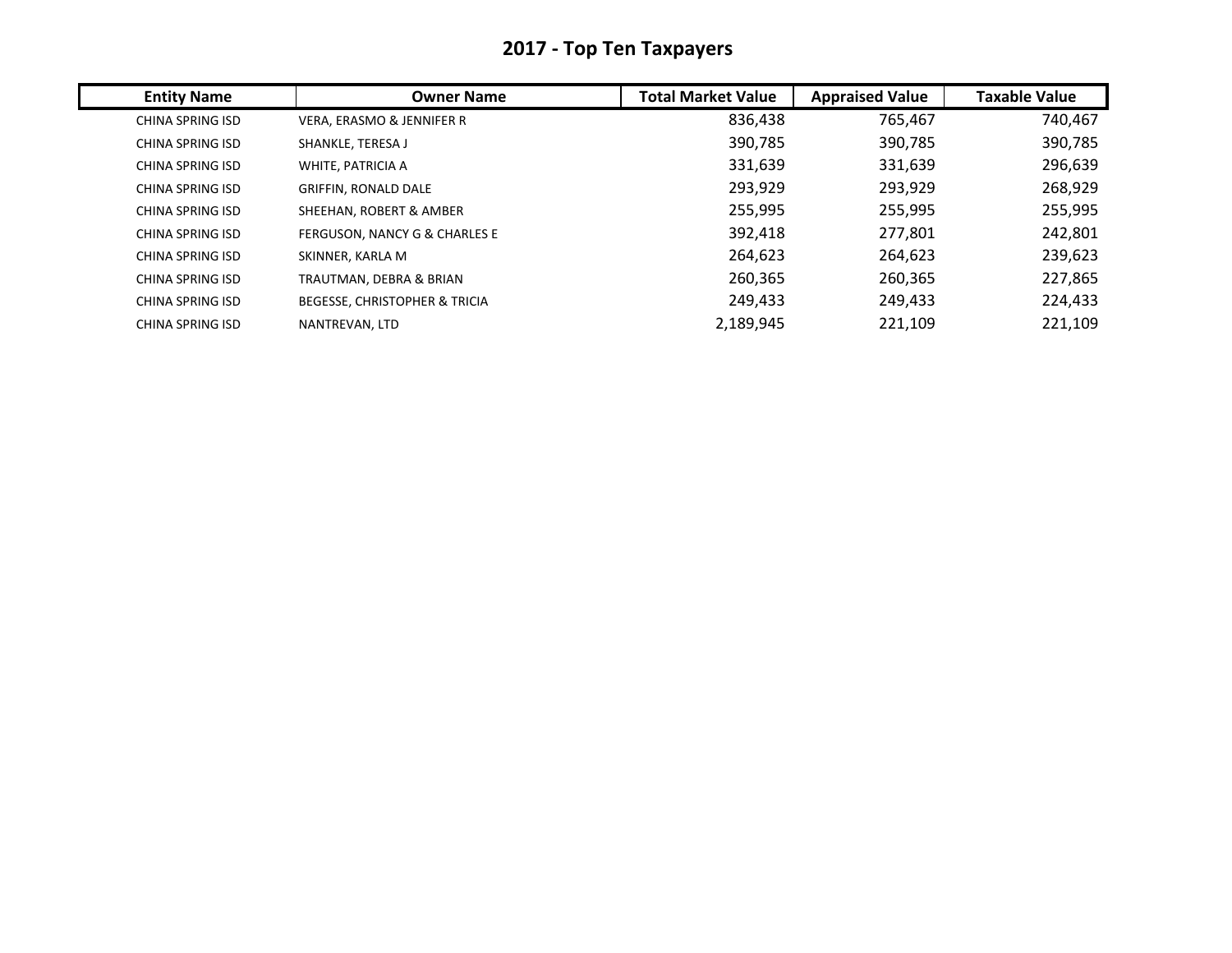# 2017 - Top Ten Taxpayers

| Entity Name | Owner Name | Total Market Value | Appraised Value | Taxable Value |
|---|---|---|---|---|
| CHINA SPRING ISD | VERA, ERASMO & JENNIFER R | 836,438 | 765,467 | 740,467 |
| CHINA SPRING ISD | SHANKLE, TERESA J | 390,785 | 390,785 | 390,785 |
| CHINA SPRING ISD | WHITE, PATRICIA A | 331,639 | 331,639 | 296,639 |
| CHINA SPRING ISD | GRIFFIN, RONALD DALE | 293,929 | 293,929 | 268,929 |
| CHINA SPRING ISD | SHEEHAN, ROBERT & AMBER | 255,995 | 255,995 | 255,995 |
| CHINA SPRING ISD | FERGUSON, NANCY G & CHARLES E | 392,418 | 277,801 | 242,801 |
| CHINA SPRING ISD | SKINNER, KARLA M | 264,623 | 264,623 | 239,623 |
| CHINA SPRING ISD | TRAUTMAN, DEBRA & BRIAN | 260,365 | 260,365 | 227,865 |
| CHINA SPRING ISD | BEGESSE, CHRISTOPHER & TRICIA | 249,433 | 249,433 | 224,433 |
| CHINA SPRING ISD | NANTREVAN, LTD | 2,189,945 | 221,109 | 221,109 |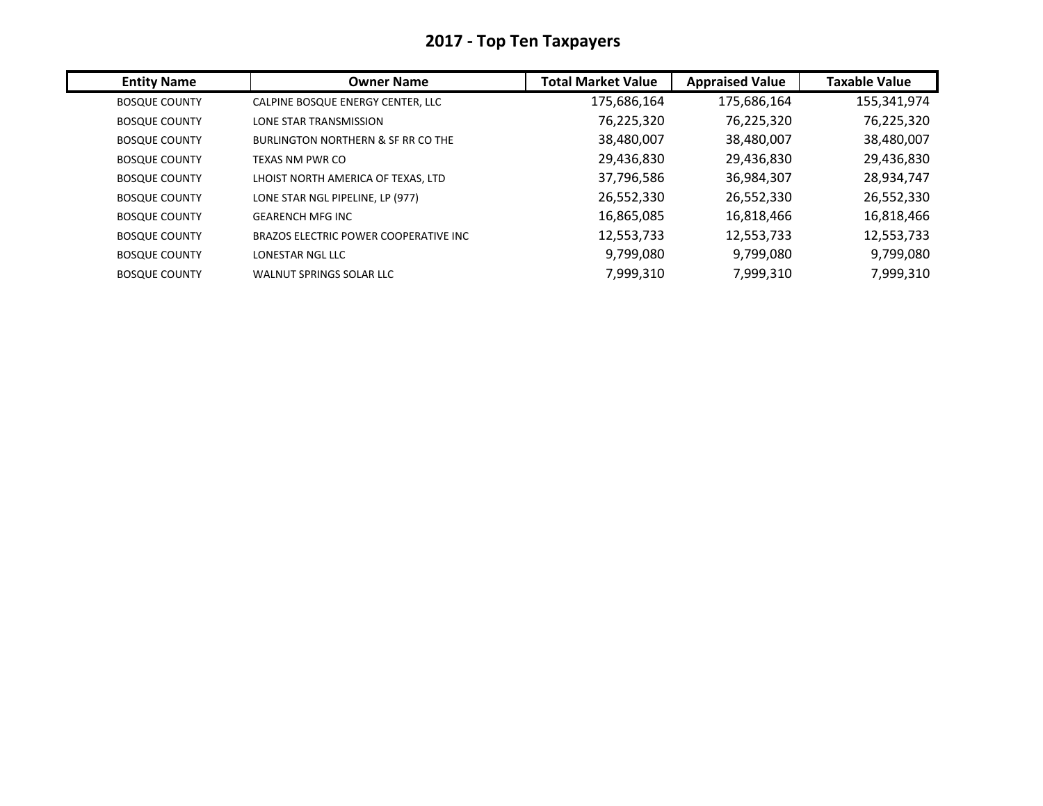# 2017 - Top Ten Taxpayers

| Entity Name | Owner Name | Total Market Value | Appraised Value | Taxable Value |
|---|---|---|---|---|
| BOSQUE COUNTY | CALPINE BOSQUE ENERGY CENTER, LLC | 175,686,164 | 175,686,164 | 155,341,974 |
| BOSQUE COUNTY | LONE STAR TRANSMISSION | 76,225,320 | 76,225,320 | 76,225,320 |
| BOSQUE COUNTY | BURLINGTON NORTHERN & SF RR CO THE | 38,480,007 | 38,480,007 | 38,480,007 |
| BOSQUE COUNTY | TEXAS NM PWR CO | 29,436,830 | 29,436,830 | 29,436,830 |
| BOSQUE COUNTY | LHOIST NORTH AMERICA OF TEXAS, LTD | 37,796,586 | 36,984,307 | 28,934,747 |
| BOSQUE COUNTY | LONE STAR NGL PIPELINE, LP (977) | 26,552,330 | 26,552,330 | 26,552,330 |
| BOSQUE COUNTY | GEARENCH MFG INC | 16,865,085 | 16,818,466 | 16,818,466 |
| BOSQUE COUNTY | BRAZOS ELECTRIC POWER COOPERATIVE INC | 12,553,733 | 12,553,733 | 12,553,733 |
| BOSQUE COUNTY | LONESTAR NGL LLC | 9,799,080 | 9,799,080 | 9,799,080 |
| BOSQUE COUNTY | WALNUT SPRINGS SOLAR LLC | 7,999,310 | 7,999,310 | 7,999,310 |